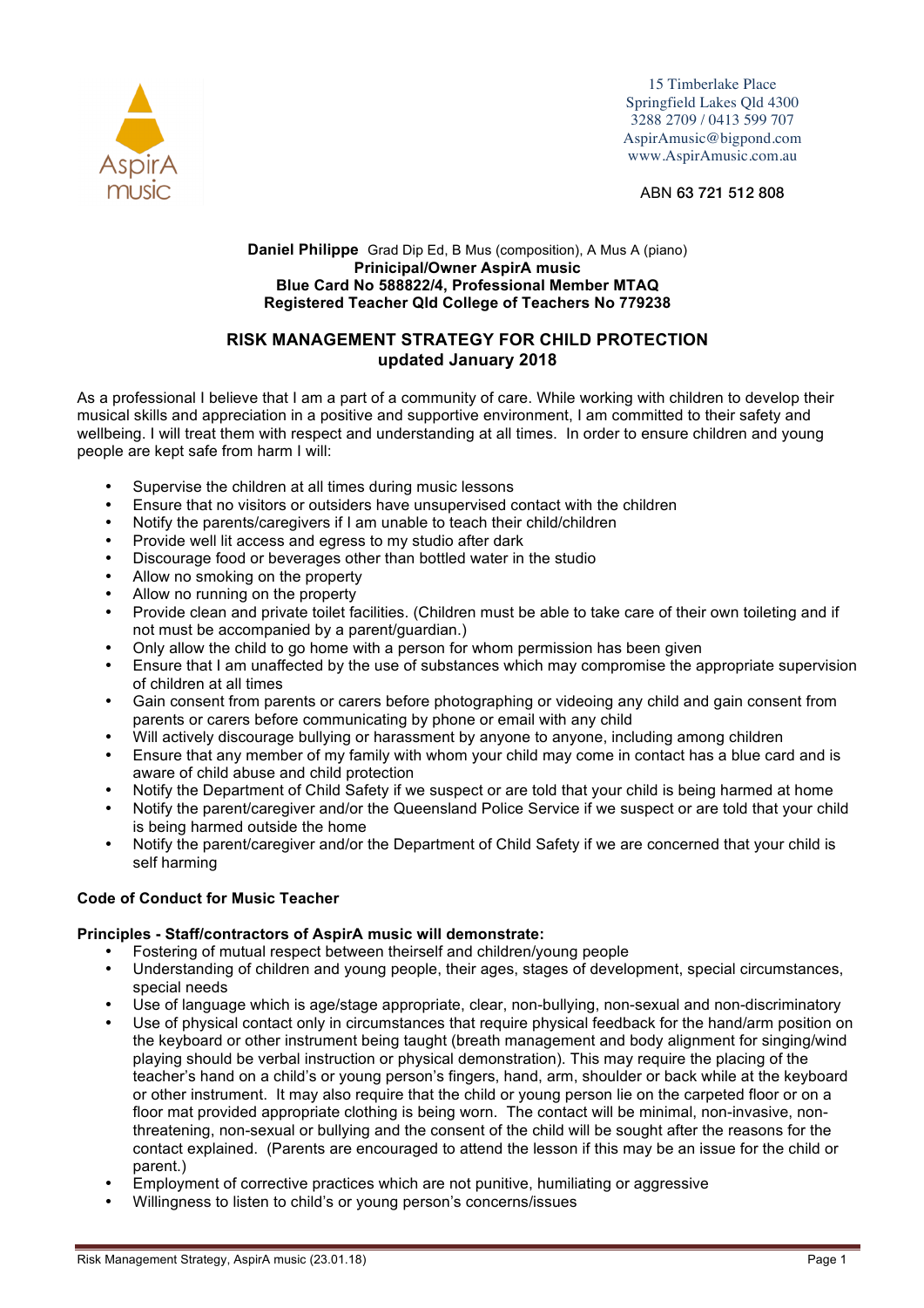AspirA music

15 Timberlake Place
Springfield Lakes Qld 4300
3288 2709 / 0413 599 707
AspirAmusic@bigpond.com
www.AspirAmusic.com.au

ABN 63 721 512 808

**Daniel Philippe** Grad Dip Ed, B Mus (composition), A Mus A (piano)
**Prinicipal/Owner AspirA music**
**Blue Card No 588822/4, Professional Member MTAQ**
**Registered Teacher Qld College of Teachers No 779238**

## RISK MANAGEMENT STRATEGY FOR CHILD PROTECTION
## updated January 2018

As a professional I believe that I am a part of a community of care. While working with children to develop their musical skills and appreciation in a positive and supportive environment, I am committed to their safety and wellbeing. I will treat them with respect and understanding at all times. In order to ensure children and young people are kept safe from harm I will:

- Supervise the children at all times during music lessons
- Ensure that no visitors or outsiders have unsupervised contact with the children
- Notify the parents/caregivers if I am unable to teach their child/children
- Provide well lit access and egress to my studio after dark
- Discourage food or beverages other than bottled water in the studio
- Allow no smoking on the property
- Allow no running on the property
- Provide clean and private toilet facilities. (Children must be able to take care of their own toileting and if not must be accompanied by a parent/guardian.)
- Only allow the child to go home with a person for whom permission has been given
- Ensure that I am unaffected by the use of substances which may compromise the appropriate supervision of children at all times
- Gain consent from parents or carers before photographing or videoing any child and gain consent from parents or carers before communicating by phone or email with any child
- Will actively discourage bullying or harassment by anyone to anyone, including among children
- Ensure that any member of my family with whom your child may come in contact has a blue card and is aware of child abuse and child protection
- Notify the Department of Child Safety if we suspect or are told that your child is being harmed at home
- Notify the parent/caregiver and/or the Queensland Police Service if we suspect or are told that your child is being harmed outside the home
- Notify the parent/caregiver and/or the Department of Child Safety if we are concerned that your child is self harming

**Code of Conduct for Music Teacher**

**Principles - Staff/contractors of AspirA music will demonstrate:**

- Fostering of mutual respect between theirself and children/young people
- Understanding of children and young people, their ages, stages of development, special circumstances, special needs
- Use of language which is age/stage appropriate, clear, non-bullying, non-sexual and non-discriminatory
- Use of physical contact only in circumstances that require physical feedback for the hand/arm position on the keyboard or other instrument being taught (breath management and body alignment for singing/wind playing should be verbal instruction or physical demonstration). This may require the placing of the teacher's hand on a child's or young person's fingers, hand, arm, shoulder or back while at the keyboard or other instrument. It may also require that the child or young person lie on the carpeted floor or on a floor mat provided appropriate clothing is being worn. The contact will be minimal, non-invasive, non-threatening, non-sexual or bullying and the consent of the child will be sought after the reasons for the contact explained. (Parents are encouraged to attend the lesson if this may be an issue for the child or parent.)
- Employment of corrective practices which are not punitive, humiliating or aggressive
- Willingness to listen to child's or young person's concerns/issues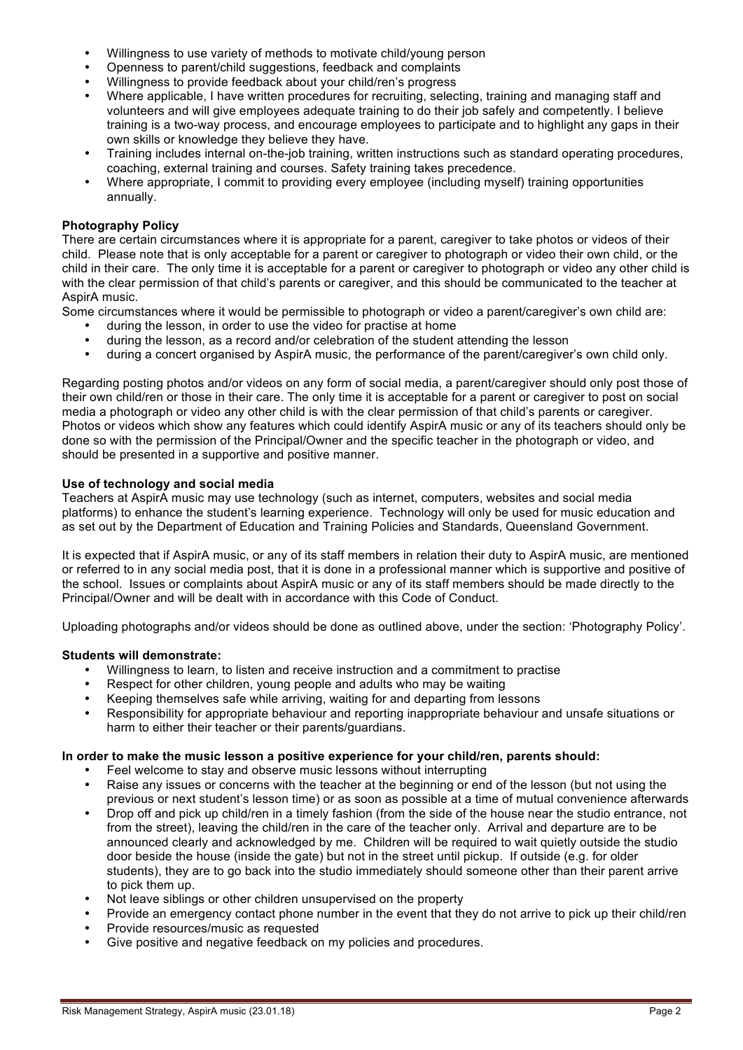- Willingness to use variety of methods to motivate child/young person
- Openness to parent/child suggestions, feedback and complaints
- Willingness to provide feedback about your child/ren's progress
- Where applicable, I have written procedures for recruiting, selecting, training and managing staff and volunteers and will give employees adequate training to do their job safely and competently. I believe training is a two-way process, and encourage employees to participate and to highlight any gaps in their own skills or knowledge they believe they have.
- Training includes internal on-the-job training, written instructions such as standard operating procedures, coaching, external training and courses. Safety training takes precedence.
- Where appropriate, I commit to providing every employee (including myself) training opportunities annually.

**Photography Policy**

There are certain circumstances where it is appropriate for a parent, caregiver to take photos or videos of their child. Please note that is only acceptable for a parent or caregiver to photograph or video their own child, or the child in their care. The only time it is acceptable for a parent or caregiver to photograph or video any other child is with the clear permission of that child's parents or caregiver, and this should be communicated to the teacher at AspirA music.

Some circumstances where it would be permissible to photograph or video a parent/caregiver's own child are:

- during the lesson, in order to use the video for practise at home
- during the lesson, as a record and/or celebration of the student attending the lesson
- during a concert organised by AspirA music, the performance of the parent/caregiver's own child only.

Regarding posting photos and/or videos on any form of social media, a parent/caregiver should only post those of their own child/ren or those in their care. The only time it is acceptable for a parent or caregiver to post on social media a photograph or video any other child is with the clear permission of that child's parents or caregiver. Photos or videos which show any features which could identify AspirA music or any of its teachers should only be done so with the permission of the Principal/Owner and the specific teacher in the photograph or video, and should be presented in a supportive and positive manner.

**Use of technology and social media**

Teachers at AspirA music may use technology (such as internet, computers, websites and social media platforms) to enhance the student's learning experience. Technology will only be used for music education and as set out by the Department of Education and Training Policies and Standards, Queensland Government.

It is expected that if AspirA music, or any of its staff members in relation their duty to AspirA music, are mentioned or referred to in any social media post, that it is done in a professional manner which is supportive and positive of the school. Issues or complaints about AspirA music or any of its staff members should be made directly to the Principal/Owner and will be dealt with in accordance with this Code of Conduct.

Uploading photographs and/or videos should be done as outlined above, under the section: 'Photography Policy'.

**Students will demonstrate:**

- Willingness to learn, to listen and receive instruction and a commitment to practise
- Respect for other children, young people and adults who may be waiting
- Keeping themselves safe while arriving, waiting for and departing from lessons
- Responsibility for appropriate behaviour and reporting inappropriate behaviour and unsafe situations or harm to either their teacher or their parents/guardians.

**In order to make the music lesson a positive experience for your child/ren, parents should:**

- Feel welcome to stay and observe music lessons without interrupting
- Raise any issues or concerns with the teacher at the beginning or end of the lesson (but not using the previous or next student's lesson time) or as soon as possible at a time of mutual convenience afterwards
- Drop off and pick up child/ren in a timely fashion (from the side of the house near the studio entrance, not from the street), leaving the child/ren in the care of the teacher only. Arrival and departure are to be announced clearly and acknowledged by me. Children will be required to wait quietly outside the studio door beside the house (inside the gate) but not in the street until pickup. If outside (e.g. for older students), they are to go back into the studio immediately should someone other than their parent arrive to pick them up.
- Not leave siblings or other children unsupervised on the property
- Provide an emergency contact phone number in the event that they do not arrive to pick up their child/ren
- Provide resources/music as requested
- Give positive and negative feedback on my policies and procedures.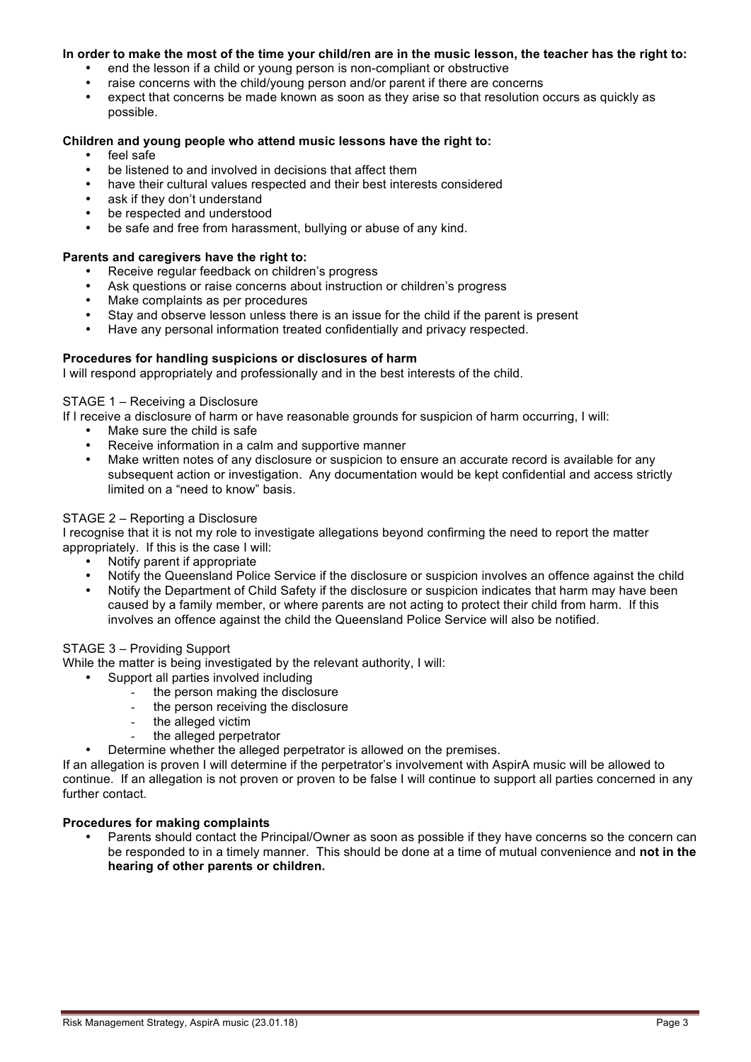**In order to make the most of the time your child/ren are in the music lesson, the teacher has the right to:**

- end the lesson if a child or young person is non-compliant or obstructive
- raise concerns with the child/young person and/or parent if there are concerns
- expect that concerns be made known as soon as they arise so that resolution occurs as quickly as possible.

**Children and young people who attend music lessons have the right to:**

- feel safe
- be listened to and involved in decisions that affect them
- have their cultural values respected and their best interests considered
- ask if they don't understand
- be respected and understood
- be safe and free from harassment, bullying or abuse of any kind.

**Parents and caregivers have the right to:**

- Receive regular feedback on children's progress
- Ask questions or raise concerns about instruction or children's progress
- Make complaints as per procedures
- Stay and observe lesson unless there is an issue for the child if the parent is present
- Have any personal information treated confidentially and privacy respected.

**Procedures for handling suspicions or disclosures of harm**

I will respond appropriately and professionally and in the best interests of the child.

STAGE 1 – Receiving a Disclosure

If I receive a disclosure of harm or have reasonable grounds for suspicion of harm occurring, I will:

- Make sure the child is safe
- Receive information in a calm and supportive manner
- Make written notes of any disclosure or suspicion to ensure an accurate record is available for any subsequent action or investigation. Any documentation would be kept confidential and access strictly limited on a "need to know" basis.

STAGE 2 – Reporting a Disclosure

I recognise that it is not my role to investigate allegations beyond confirming the need to report the matter appropriately. If this is the case I will:

- Notify parent if appropriate
- Notify the Queensland Police Service if the disclosure or suspicion involves an offence against the child
- Notify the Department of Child Safety if the disclosure or suspicion indicates that harm may have been caused by a family member, or where parents are not acting to protect their child from harm. If this involves an offence against the child the Queensland Police Service will also be notified.

STAGE 3 – Providing Support

While the matter is being investigated by the relevant authority, I will:

- Support all parties involved including
  - the person making the disclosure
  - the person receiving the disclosure
  - the alleged victim
  - the alleged perpetrator
- Determine whether the alleged perpetrator is allowed on the premises.

If an allegation is proven I will determine if the perpetrator's involvement with AspirA music will be allowed to continue. If an allegation is not proven or proven to be false I will continue to support all parties concerned in any further contact.

**Procedures for making complaints**

- Parents should contact the Principal/Owner as soon as possible if they have concerns so the concern can be responded to in a timely manner. This should be done at a time of mutual convenience and **not in the hearing of other parents or children.**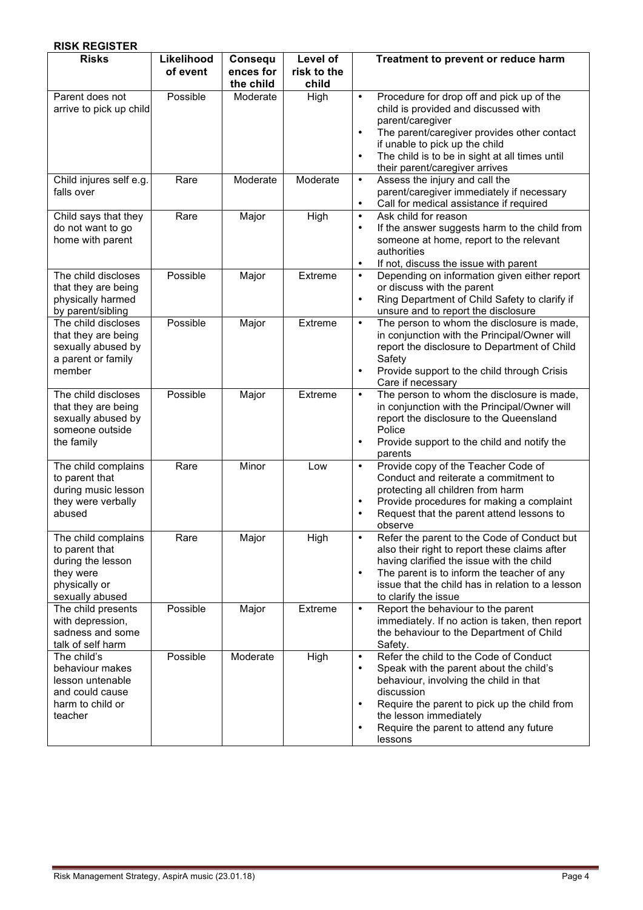**RISK REGISTER**

| Risks | Likelihood of event | Consequences for the child | Level of risk to the child | Treatment to prevent or reduce harm |
|---|---|---|---|---|
| Parent does not arrive to pick up child | Possible | Moderate | High | • Procedure for drop off and pick up of the child is provided and discussed with parent/caregiver<br>• The parent/caregiver provides other contact if unable to pick up the child<br>• The child is to be in sight at all times until their parent/caregiver arrives |
| Child injures self e.g. falls over | Rare | Moderate | Moderate | • Assess the injury and call the parent/caregiver immediately if necessary<br>• Call for medical assistance if required |
| Child says that they do not want to go home with parent | Rare | Major | High | • Ask child for reason<br>• If the answer suggests harm to the child from someone at home, report to the relevant authorities<br>• If not, discuss the issue with parent |
| The child discloses that they are being physically harmed by parent/sibling | Possible | Major | Extreme | • Depending on information given either report or discuss with the parent<br>• Ring Department of Child Safety to clarify if unsure and to report the disclosure |
| The child discloses that they are being sexually abused by a parent or family member | Possible | Major | Extreme | • The person to whom the disclosure is made, in conjunction with the Principal/Owner will report the disclosure to Department of Child Safety<br>• Provide support to the child through Crisis Care if necessary |
| The child discloses that they are being sexually abused by someone outside the family | Possible | Major | Extreme | • The person to whom the disclosure is made, in conjunction with the Principal/Owner will report the disclosure to the Queensland Police<br>• Provide support to the child and notify the parents |
| The child complains to parent that during music lesson they were verbally abused | Rare | Minor | Low | • Provide copy of the Teacher Code of Conduct and reiterate a commitment to protecting all children from harm<br>• Provide procedures for making a complaint<br>• Request that the parent attend lessons to observe |
| The child complains to parent that during the lesson they were physically or sexually abused | Rare | Major | High | • Refer the parent to the Code of Conduct but also their right to report these claims after having clarified the issue with the child<br>• The parent is to inform the teacher of any issue that the child has in relation to a lesson to clarify the issue |
| The child presents with depression, sadness and some talk of self harm | Possible | Major | Extreme | • Report the behaviour to the parent immediately. If no action is taken, then report the behaviour to the Department of Child Safety. |
| The child's behaviour makes lesson untenable and could cause harm to child or teacher | Possible | Moderate | High | • Refer the child to the Code of Conduct<br>• Speak with the parent about the child's behaviour, involving the child in that discussion<br>• Require the parent to pick up the child from the lesson immediately<br>• Require the parent to attend any future lessons |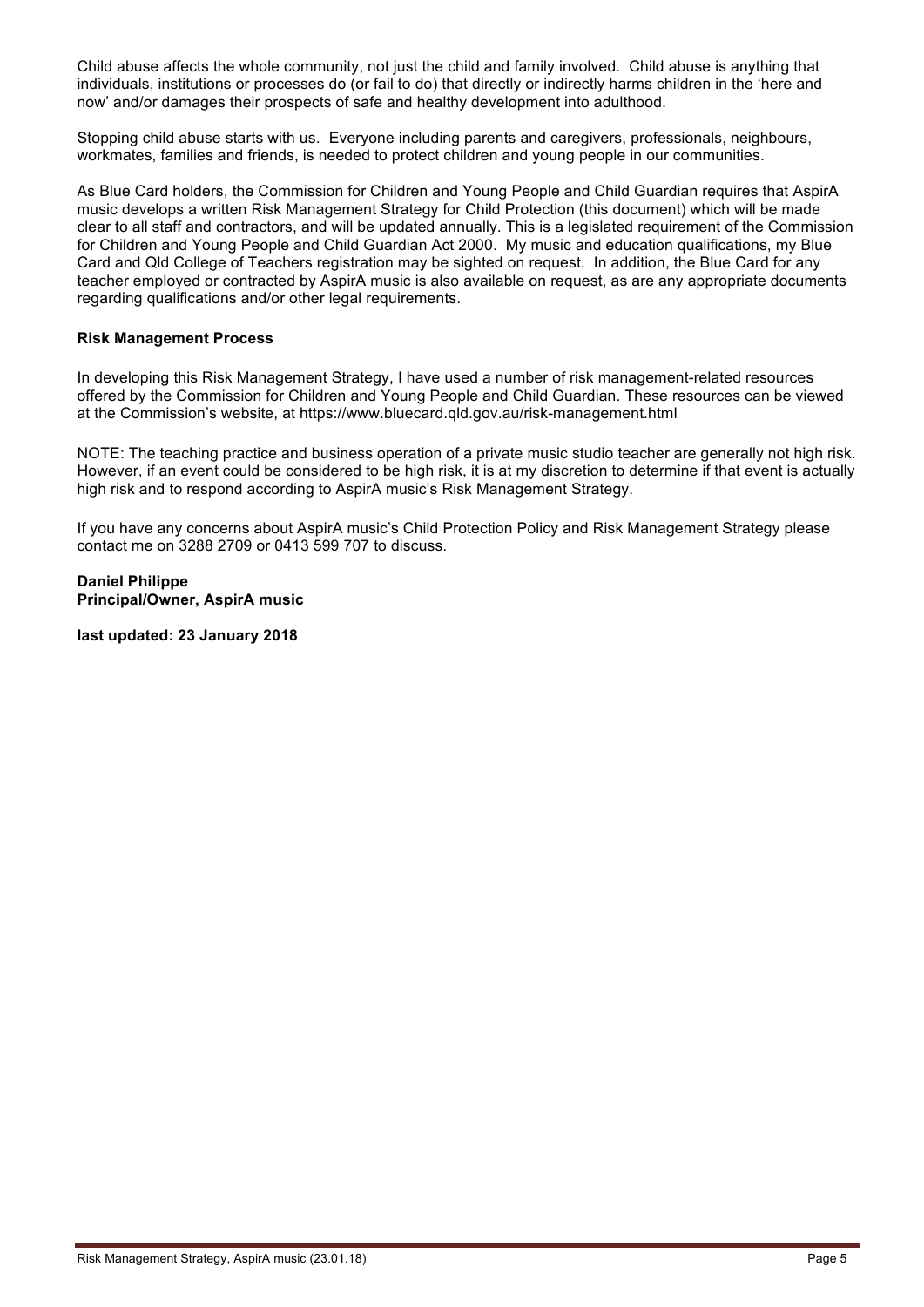Child abuse affects the whole community, not just the child and family involved. Child abuse is anything that individuals, institutions or processes do (or fail to do) that directly or indirectly harms children in the 'here and now' and/or damages their prospects of safe and healthy development into adulthood.

Stopping child abuse starts with us. Everyone including parents and caregivers, professionals, neighbours, workmates, families and friends, is needed to protect children and young people in our communities.

As Blue Card holders, the Commission for Children and Young People and Child Guardian requires that AspirA music develops a written Risk Management Strategy for Child Protection (this document) which will be made clear to all staff and contractors, and will be updated annually. This is a legislated requirement of the Commission for Children and Young People and Child Guardian Act 2000. My music and education qualifications, my Blue Card and Qld College of Teachers registration may be sighted on request. In addition, the Blue Card for any teacher employed or contracted by AspirA music is also available on request, as are any appropriate documents regarding qualifications and/or other legal requirements.

**Risk Management Process**

In developing this Risk Management Strategy, I have used a number of risk management-related resources offered by the Commission for Children and Young People and Child Guardian. These resources can be viewed at the Commission's website, at https://www.bluecard.qld.gov.au/risk-management.html

NOTE: The teaching practice and business operation of a private music studio teacher are generally not high risk. However, if an event could be considered to be high risk, it is at my discretion to determine if that event is actually high risk and to respond according to AspirA music's Risk Management Strategy.

If you have any concerns about AspirA music's Child Protection Policy and Risk Management Strategy please contact me on 3288 2709 or 0413 599 707 to discuss.

**Daniel Philippe**
**Principal/Owner, AspirA music**

**last updated: 23 January 2018**